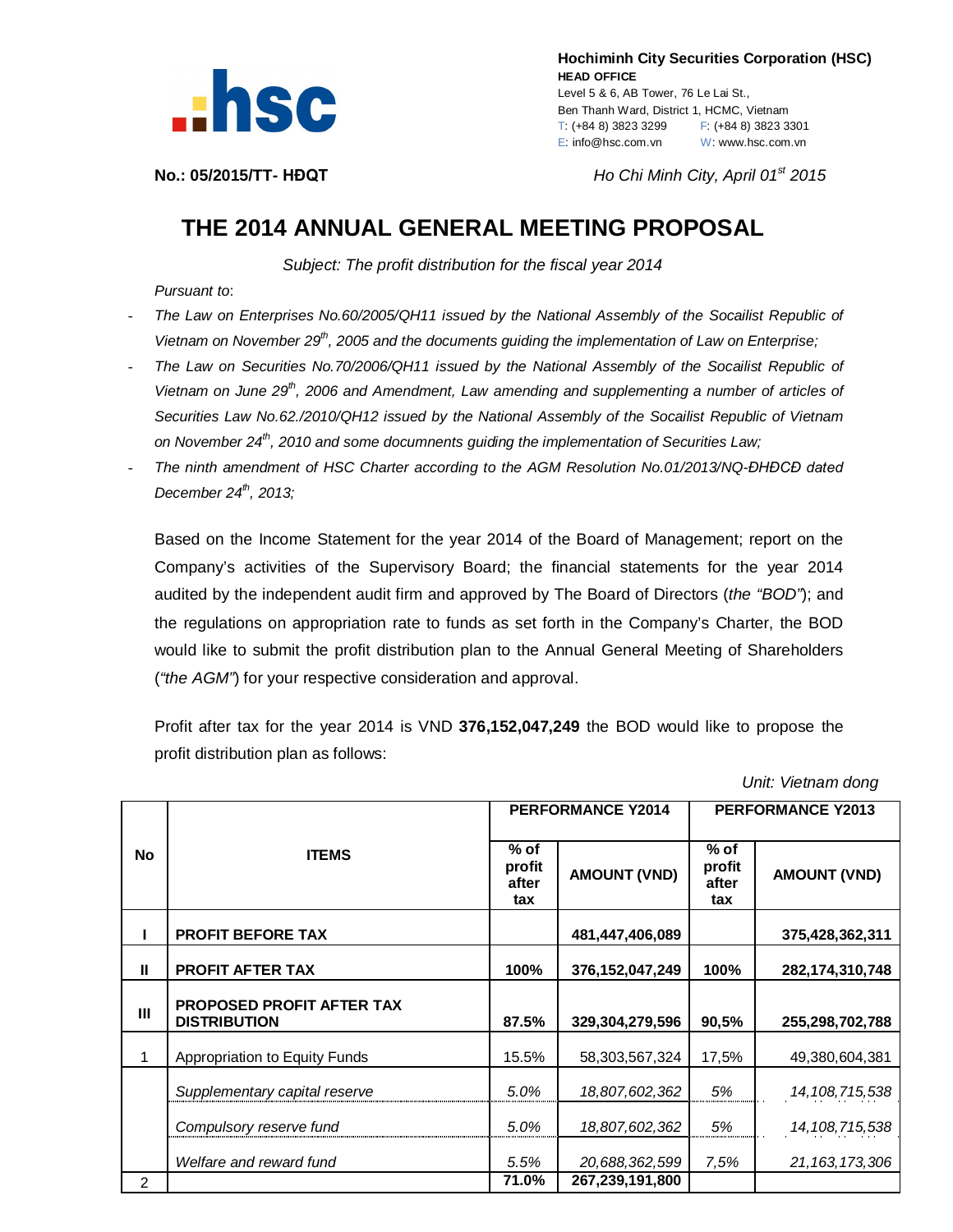**Hochiminh City Securities Corporation (HSC)**
**HEAD OFFICE**
Level 5 & 6, AB Tower, 76 Le Lai St.,
Ben Thanh Ward, District 1, HCMC, Vietnam
T: (+84 8) 3823 3299 F: (+84 8) 3823 3301
E: info@hsc.com.vn W: www.hsc.com.vn

**No.: 05/2015/TT- HĐQT**

*Ho Chi Minh City, April 01st 2015*

# THE 2014 ANNUAL GENERAL MEETING PROPOSAL

*Subject: The profit distribution for the fiscal year 2014*

*Pursuant to*:

- *The Law on Enterprises No.60/2005/QH11 issued by the National Assembly of the Socailist Republic of Vietnam on November 29th, 2005 and the documents guiding the implementation of Law on Enterprise;*
- *The Law on Securities No.70/2006/QH11 issued by the National Assembly of the Socailist Republic of Vietnam on June 29th, 2006 and Amendment, Law amending and supplementing a number of articles of Securities Law No.62./2010/QH12 issued by the National Assembly of the Socailist Republic of Vietnam on November 24th, 2010 and some documnents guiding the implementation of Securities Law;*
- *The ninth amendment of HSC Charter according to the AGM Resolution No.01/2013/NQ-ĐHĐCĐ dated December 24th, 2013;*

Based on the Income Statement for the year 2014 of the Board of Management; report on the Company's activities of the Supervisory Board; the financial statements for the year 2014 audited by the independent audit firm and approved by The Board of Directors (*the "BOD"*); and the regulations on appropriation rate to funds as set forth in the Company's Charter, the BOD would like to submit the profit distribution plan to the Annual General Meeting of Shareholders (*"the AGM"*) for your respective consideration and approval.

Profit after tax for the year 2014 is VND **376,152,047,249** the BOD would like to propose the profit distribution plan as follows:

*Unit: Vietnam dong*

| No | ITEMS | PERFORMANCE Y2014 | | PERFORMANCE Y2013 | |
|---|---|---|---|---|---|
| | | % of profit after tax | AMOUNT (VND) | % of profit after tax | AMOUNT (VND) |
| **I** | **PROFIT BEFORE TAX** | | **481,447,406,089** | | **375,428,362,311** |
| **II** | **PROFIT AFTER TAX** | **100%** | **376,152,047,249** | **100%** | **282,174,310,748** |
| **III** | **PROPOSED PROFIT AFTER TAX DISTRIBUTION** | **87.5%** | **329,304,279,596** | **90,5%** | **255,298,702,788** |
| 1 | Appropriation to Equity Funds | 15.5% | 58,303,567,324 | 17,5% | 49,380,604,381 |
| | *Supplementary capital reserve* | *5.0%* | *18,807,602,362* | *5%* | *14,108,715,538* |
| | *Compulsory reserve fund* | *5.0%* | *18,807,602,362* | *5%* | *14,108,715,538* |
| | *Welfare and reward fund* | *5.5%* | *20,688,362,599* | *7,5%* | *21,163,173,306* |
| 2 | | **71.0%** | **267,239,191,800** | | |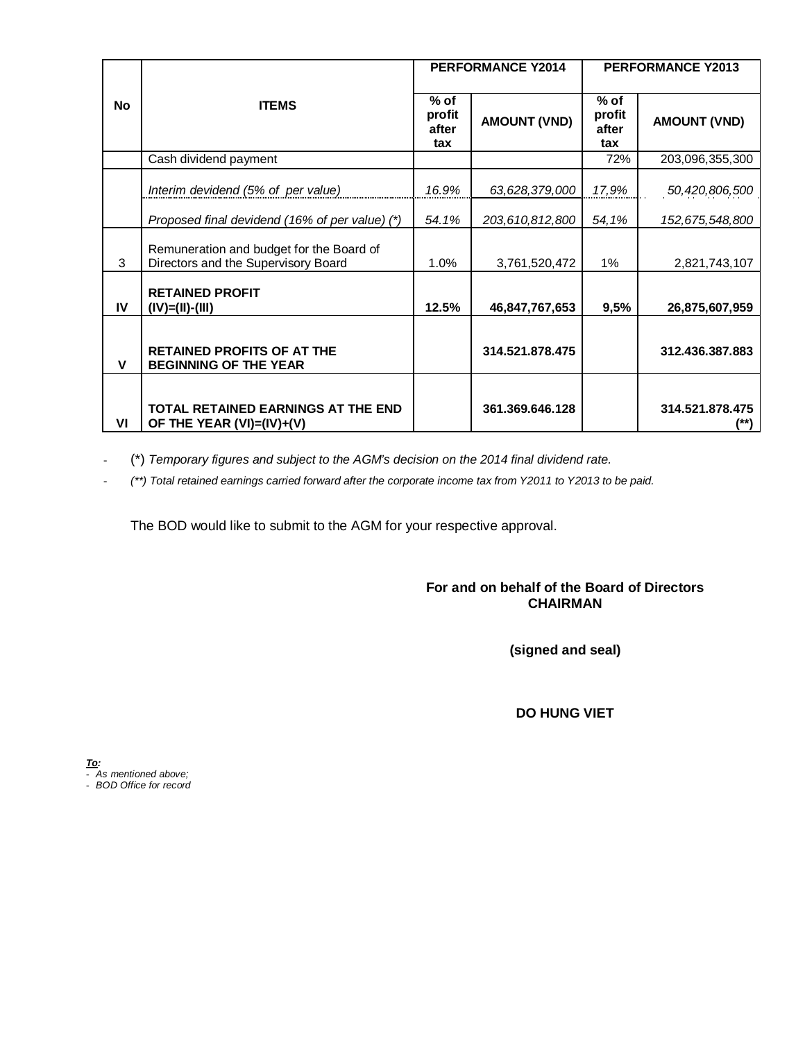| No | ITEMS | PERFORMANCE Y2014 | | PERFORMANCE Y2013 | |
|---|---|---|---|---|---|
| | | % of profit after tax | AMOUNT (VND) | % of profit after tax | AMOUNT (VND) |
| | Cash dividend payment | | | 72% | 203,096,355,300 |
| | *Interim devidend (5% of per value)* | *16.9%* | *63,628,379,000* | *17,9%* | *50,420,806,500* |
| | *Proposed final devidend (16% of per value) (\*)* | *54.1%* | *203,610,812,800* | *54,1%* | *152,675,548,800* |
| 3 | Remuneration and budget for the Board of Directors and the Supervisory Board | 1.0% | 3,761,520,472 | 1% | 2,821,743,107 |
| **IV** | **RETAINED PROFIT (IV)=(II)-(III)** | **12.5%** | **46,847,767,653** | **9,5%** | **26,875,607,959** |
| **V** | **RETAINED PROFITS OF AT THE BEGINNING OF THE YEAR** | | **314.521.878.475** | | **312.436.387.883** |
| **VI** | **TOTAL RETAINED EARNINGS AT THE END OF THE YEAR (VI)=(IV)+(V)** | | **361.369.646.128** | | **314.521.878.475 (\*\*)** |

- (*) *Temporary figures and subject to the AGM's decision on the 2014 final dividend rate.*
- *(**) Total retained earnings carried forward after the corporate income tax from Y2011 to Y2013 to be paid.*

The BOD would like to submit to the AGM for your respective approval.

**For and on behalf of the Board of Directors**
**CHAIRMAN**

**(signed and seal)**

**DO HUNG VIET**

***To:***
- *As mentioned above;*
- *BOD Office for record*